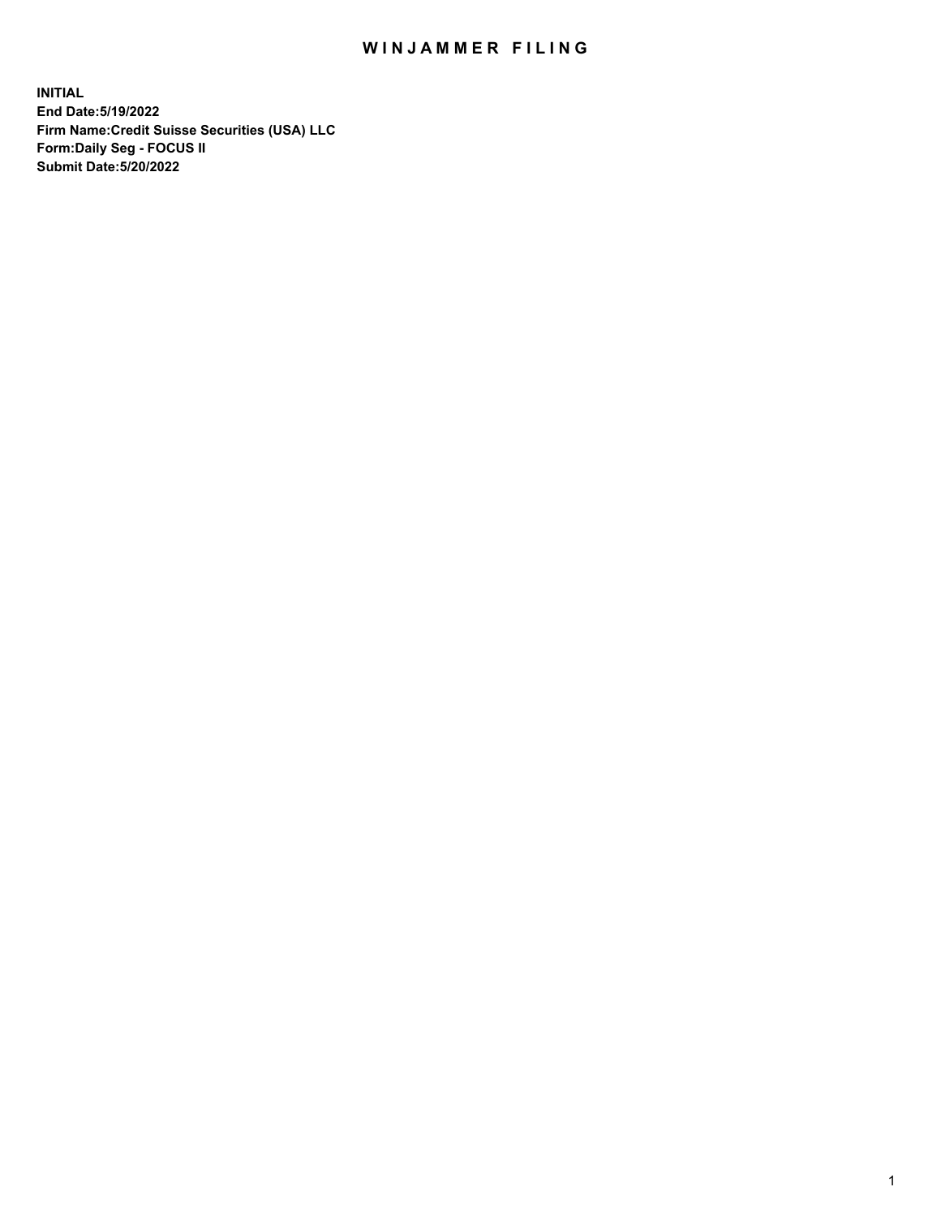# WINJAMMER FILING

**INITIAL**
**End Date:5/19/2022**
**Firm Name:Credit Suisse Securities (USA) LLC**
**Form:Daily Seg - FOCUS II**
**Submit Date:5/20/2022**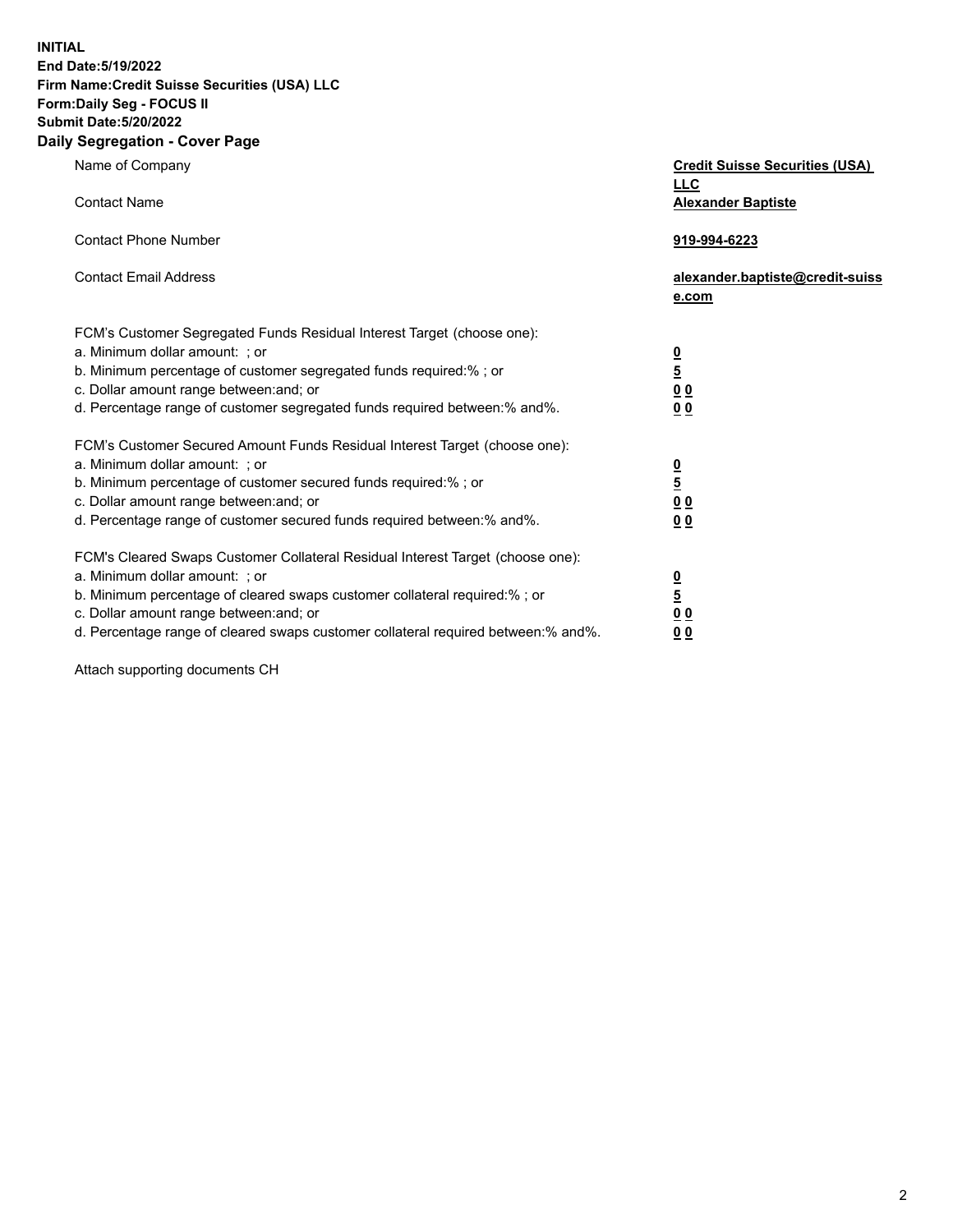**INITIAL**
**End Date:5/19/2022**
**Firm Name:Credit Suisse Securities (USA) LLC**
**Form:Daily Seg - FOCUS II**
**Submit Date:5/20/2022**

## Daily Segregation - Cover Page

| | |
|---|---|
| Name of Company | **Credit Suisse Securities (USA) LLC** |
| Contact Name | **Alexander Baptiste** |
| Contact Phone Number | **919-994-6223** |
| Contact Email Address | **alexander.baptiste@credit-suisse.com** |
| FCM's Customer Segregated Funds Residual Interest Target (choose one): | |
| a. Minimum dollar amount: ; or | **0** |
| b. Minimum percentage of customer segregated funds required:% ; or | **5** |
| c. Dollar amount range between:and; or | **0 0** |
| d. Percentage range of customer segregated funds required between:% and%. | **0 0** |
| FCM's Customer Secured Amount Funds Residual Interest Target (choose one): | |
| a. Minimum dollar amount: ; or | **0** |
| b. Minimum percentage of customer secured funds required:% ; or | **5** |
| c. Dollar amount range between:and; or | **0 0** |
| d. Percentage range of customer secured funds required between:% and%. | **0 0** |
| FCM's Cleared Swaps Customer Collateral Residual Interest Target (choose one): | |
| a. Minimum dollar amount: ; or | **0** |
| b. Minimum percentage of cleared swaps customer collateral required:% ; or | **5** |
| c. Dollar amount range between:and; or | **0 0** |
| d. Percentage range of cleared swaps customer collateral required between:% and%. | **0 0** |

Attach supporting documents CH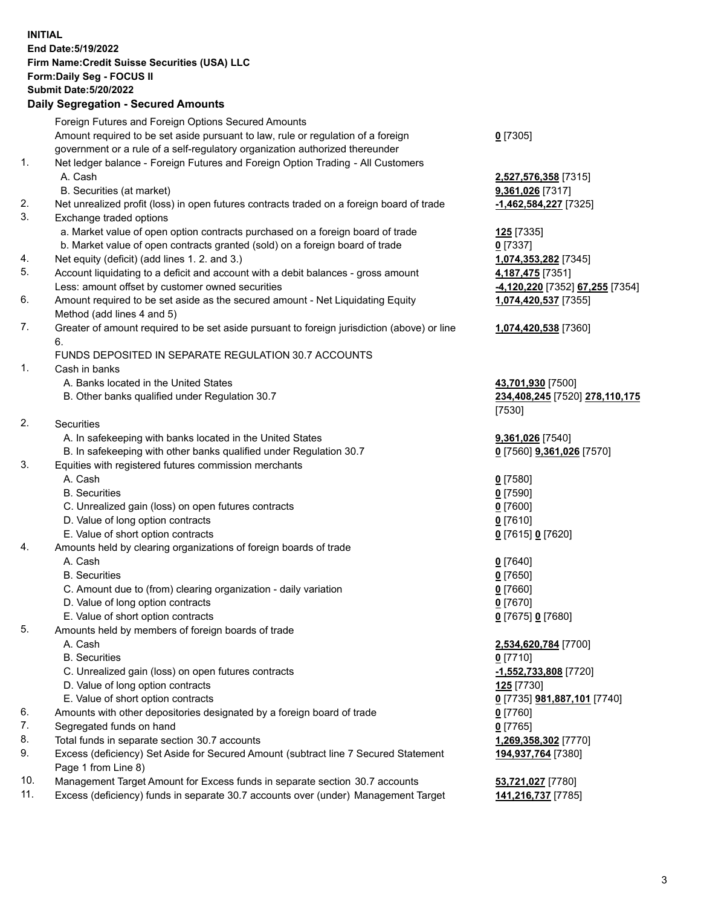**INITIAL**
**End Date:5/19/2022**
**Firm Name:Credit Suisse Securities (USA) LLC**
**Form:Daily Seg - FOCUS II**
**Submit Date:5/20/2022**

## Daily Segregation - Secured Amounts

| | | |
|---|---|---|
| | Foreign Futures and Foreign Options Secured Amounts | |
| | Amount required to be set aside pursuant to law, rule or regulation of a foreign government or a rule of a self-regulatory organization authorized thereunder | **0** [7305] |
| 1. | Net ledger balance - Foreign Futures and Foreign Option Trading - All Customers | |
| | A. Cash | **2,527,576,358** [7315] |
| | B. Securities (at market) | **9,361,026** [7317] |
| 2. | Net unrealized profit (loss) in open futures contracts traded on a foreign board of trade | **-1,462,584,227** [7325] |
| 3. | Exchange traded options | |
| | a. Market value of open option contracts purchased on a foreign board of trade | **125** [7335] |
| | b. Market value of open contracts granted (sold) on a foreign board of trade | **0** [7337] |
| 4. | Net equity (deficit) (add lines 1. 2. and 3.) | **1,074,353,282** [7345] |
| 5. | Account liquidating to a deficit and account with a debit balances - gross amount | **4,187,475** [7351] |
| | Less: amount offset by customer owned securities | **-4,120,220** [7352] **67,255** [7354] |
| 6. | Amount required to be set aside as the secured amount - Net Liquidating Equity Method (add lines 4 and 5) | **1,074,420,537** [7355] |
| 7. | Greater of amount required to be set aside pursuant to foreign jurisdiction (above) or line 6. | **1,074,420,538** [7360] |
| | FUNDS DEPOSITED IN SEPARATE REGULATION 30.7 ACCOUNTS | |
| 1. | Cash in banks | |
| | A. Banks located in the United States | **43,701,930** [7500] |
| | B. Other banks qualified under Regulation 30.7 | **234,408,245** [7520] **278,110,175** [7530] |
| 2. | Securities | |
| | A. In safekeeping with banks located in the United States | **9,361,026** [7540] |
| | B. In safekeeping with other banks qualified under Regulation 30.7 | **0** [7560] **9,361,026** [7570] |
| 3. | Equities with registered futures commission merchants | |
| | A. Cash | **0** [7580] |
| | B. Securities | **0** [7590] |
| | C. Unrealized gain (loss) on open futures contracts | **0** [7600] |
| | D. Value of long option contracts | **0** [7610] |
| | E. Value of short option contracts | **0** [7615] **0** [7620] |
| 4. | Amounts held by clearing organizations of foreign boards of trade | |
| | A. Cash | **0** [7640] |
| | B. Securities | **0** [7650] |
| | C. Amount due to (from) clearing organization - daily variation | **0** [7660] |
| | D. Value of long option contracts | **0** [7670] |
| | E. Value of short option contracts | **0** [7675] **0** [7680] |
| 5. | Amounts held by members of foreign boards of trade | |
| | A. Cash | **2,534,620,784** [7700] |
| | B. Securities | **0** [7710] |
| | C. Unrealized gain (loss) on open futures contracts | **-1,552,733,808** [7720] |
| | D. Value of long option contracts | **125** [7730] |
| | E. Value of short option contracts | **0** [7735] **981,887,101** [7740] |
| 6. | Amounts with other depositories designated by a foreign board of trade | **0** [7760] |
| 7. | Segregated funds on hand | **0** [7765] |
| 8. | Total funds in separate section 30.7 accounts | **1,269,358,302** [7770] |
| 9. | Excess (deficiency) Set Aside for Secured Amount (subtract line 7 Secured Statement Page 1 from Line 8) | **194,937,764** [7380] |
| 10. | Management Target Amount for Excess funds in separate section 30.7 accounts | **53,721,027** [7780] |
| 11. | Excess (deficiency) funds in separate 30.7 accounts over (under) Management Target | **141,216,737** [7785] |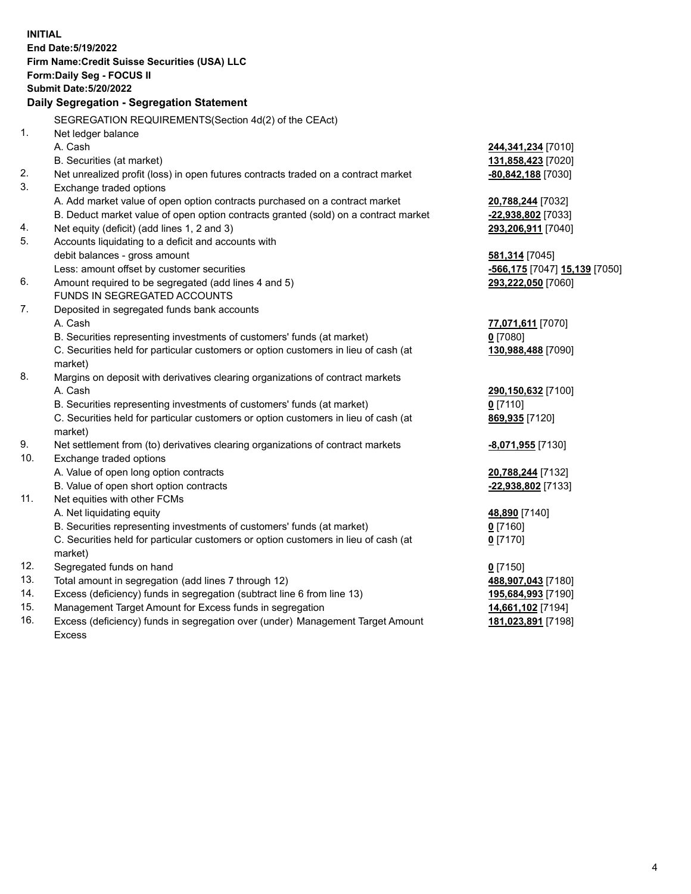**INITIAL**
**End Date:5/19/2022**
**Firm Name:Credit Suisse Securities (USA) LLC**
**Form:Daily Seg - FOCUS II**
**Submit Date:5/20/2022**

## Daily Segregation - Segregation Statement

SEGREGATION REQUIREMENTS(Section 4d(2) of the CEAct)

| | | |
|---|---|---|
| 1. | Net ledger balance | |
| | A. Cash | **244,341,234** [7010] |
| | B. Securities (at market) | **131,858,423** [7020] |
| 2. | Net unrealized profit (loss) in open futures contracts traded on a contract market | **-80,842,188** [7030] |
| 3. | Exchange traded options | |
| | A. Add market value of open option contracts purchased on a contract market | **20,788,244** [7032] |
| | B. Deduct market value of open option contracts granted (sold) on a contract market | **-22,938,802** [7033] |
| 4. | Net equity (deficit) (add lines 1, 2 and 3) | **293,206,911** [7040] |
| 5. | Accounts liquidating to a deficit and accounts with debit balances - gross amount | **581,314** [7045] |
| | Less: amount offset by customer securities | **-566,175** [7047] **15,139** [7050] |
| 6. | Amount required to be segregated (add lines 4 and 5) | **293,222,050** [7060] |
| | FUNDS IN SEGREGATED ACCOUNTS | |
| 7. | Deposited in segregated funds bank accounts | |
| | A. Cash | **77,071,611** [7070] |
| | B. Securities representing investments of customers' funds (at market) | **0** [7080] |
| | C. Securities held for particular customers or option customers in lieu of cash (at market) | **130,988,488** [7090] |
| 8. | Margins on deposit with derivatives clearing organizations of contract markets | |
| | A. Cash | **290,150,632** [7100] |
| | B. Securities representing investments of customers' funds (at market) | **0** [7110] |
| | C. Securities held for particular customers or option customers in lieu of cash (at market) | **869,935** [7120] |
| 9. | Net settlement from (to) derivatives clearing organizations of contract markets | **-8,071,955** [7130] |
| 10. | Exchange traded options | |
| | A. Value of open long option contracts | **20,788,244** [7132] |
| | B. Value of open short option contracts | **-22,938,802** [7133] |
| 11. | Net equities with other FCMs | |
| | A. Net liquidating equity | **48,890** [7140] |
| | B. Securities representing investments of customers' funds (at market) | **0** [7160] |
| | C. Securities held for particular customers or option customers in lieu of cash (at market) | **0** [7170] |
| 12. | Segregated funds on hand | **0** [7150] |
| 13. | Total amount in segregation (add lines 7 through 12) | **488,907,043** [7180] |
| 14. | Excess (deficiency) funds in segregation (subtract line 6 from line 13) | **195,684,993** [7190] |
| 15. | Management Target Amount for Excess funds in segregation | **14,661,102** [7194] |
| 16. | Excess (deficiency) funds in segregation over (under) Management Target Amount Excess | **181,023,891** [7198] |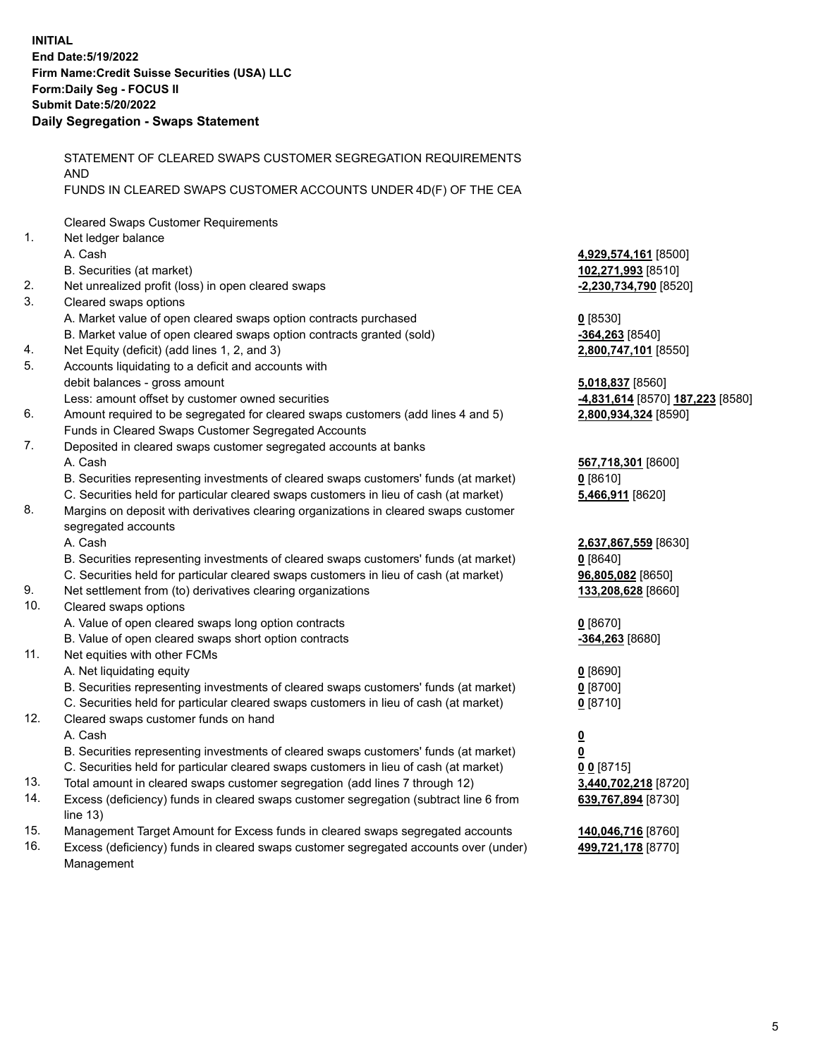**INITIAL**
**End Date:5/19/2022**
**Firm Name:Credit Suisse Securities (USA) LLC**
**Form:Daily Seg - FOCUS II**
**Submit Date:5/20/2022**
**Daily Segregation - Swaps Statement**

STATEMENT OF CLEARED SWAPS CUSTOMER SEGREGATION REQUIREMENTS AND FUNDS IN CLEARED SWAPS CUSTOMER ACCOUNTS UNDER 4D(F) OF THE CEA

| | | |
|---|---|---|
| | Cleared Swaps Customer Requirements | |
| 1. | Net ledger balance | |
| | A. Cash | **4,929,574,161** [8500] |
| | B. Securities (at market) | **102,271,993** [8510] |
| 2. | Net unrealized profit (loss) in open cleared swaps | **-2,230,734,790** [8520] |
| 3. | Cleared swaps options | |
| | A. Market value of open cleared swaps option contracts purchased | **0** [8530] |
| | B. Market value of open cleared swaps option contracts granted (sold) | **-364,263** [8540] |
| 4. | Net Equity (deficit) (add lines 1, 2, and 3) | **2,800,747,101** [8550] |
| 5. | Accounts liquidating to a deficit and accounts with debit balances - gross amount | **5,018,837** [8560] |
| | Less: amount offset by customer owned securities | **-4,831,614** [8570] **187,223** [8580] |
| 6. | Amount required to be segregated for cleared swaps customers (add lines 4 and 5) | **2,800,934,324** [8590] |
| | Funds in Cleared Swaps Customer Segregated Accounts | |
| 7. | Deposited in cleared swaps customer segregated accounts at banks | |
| | A. Cash | **567,718,301** [8600] |
| | B. Securities representing investments of cleared swaps customers' funds (at market) | **0** [8610] |
| | C. Securities held for particular cleared swaps customers in lieu of cash (at market) | **5,466,911** [8620] |
| 8. | Margins on deposit with derivatives clearing organizations in cleared swaps customer segregated accounts | |
| | A. Cash | **2,637,867,559** [8630] |
| | B. Securities representing investments of cleared swaps customers' funds (at market) | **0** [8640] |
| | C. Securities held for particular cleared swaps customers in lieu of cash (at market) | **96,805,082** [8650] |
| 9. | Net settlement from (to) derivatives clearing organizations | **133,208,628** [8660] |
| 10. | Cleared swaps options | |
| | A. Value of open cleared swaps long option contracts | **0** [8670] |
| | B. Value of open cleared swaps short option contracts | **-364,263** [8680] |
| 11. | Net equities with other FCMs | |
| | A. Net liquidating equity | **0** [8690] |
| | B. Securities representing investments of cleared swaps customers' funds (at market) | **0** [8700] |
| | C. Securities held for particular cleared swaps customers in lieu of cash (at market) | **0** [8710] |
| 12. | Cleared swaps customer funds on hand | |
| | A. Cash | **0** |
| | B. Securities representing investments of cleared swaps customers' funds (at market) | **0** |
| | C. Securities held for particular cleared swaps customers in lieu of cash (at market) | **0** **0** [8715] |
| 13. | Total amount in cleared swaps customer segregation (add lines 7 through 12) | **3,440,702,218** [8720] |
| 14. | Excess (deficiency) funds in cleared swaps customer segregation (subtract line 6 from line 13) | **639,767,894** [8730] |
| 15. | Management Target Amount for Excess funds in cleared swaps segregated accounts | **140,046,716** [8760] |
| 16. | Excess (deficiency) funds in cleared swaps customer segregated accounts over (under) Management | **499,721,178** [8770] |